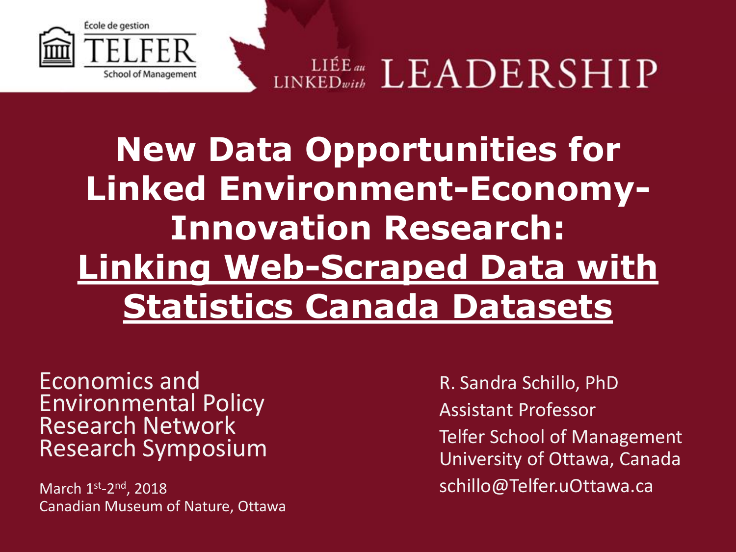École de gestion

TELFER

School of Management

LIÉE *au* LINKED *with* LEADERSHIP

# New Data Opportunities for Linked Environment-Economy-Innovation Research: <u>Linking Web-Scraped Data with Statistics Canada Datasets</u>

Economics and Environmental Policy Research Network Research Symposium

March 1st-2nd, 2018
Canadian Museum of Nature, Ottawa

R. Sandra Schillo, PhD
Assistant Professor
Telfer School of Management
University of Ottawa, Canada
schillo@Telfer.uOttawa.ca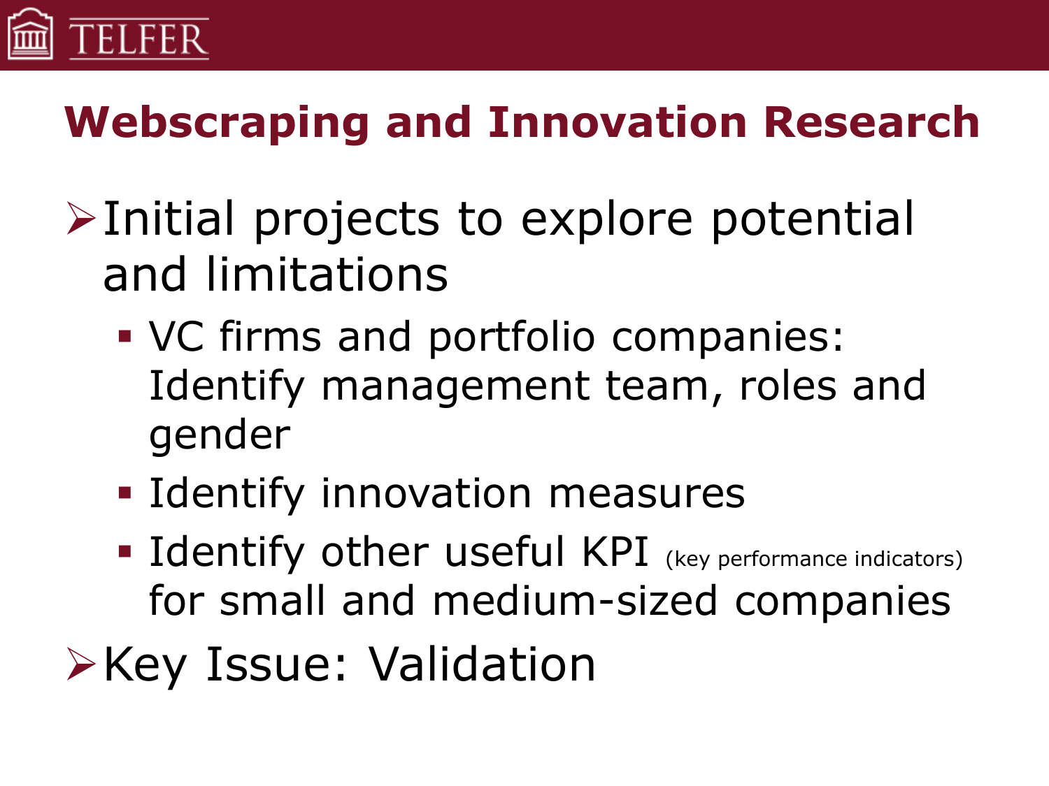# Webscraping and Innovation Research

- Initial projects to explore potential and limitations
  - VC firms and portfolio companies: Identify management team, roles and gender
  - Identify innovation measures
  - Identify other useful KPI (key performance indicators) for small and medium-sized companies
- Key Issue: Validation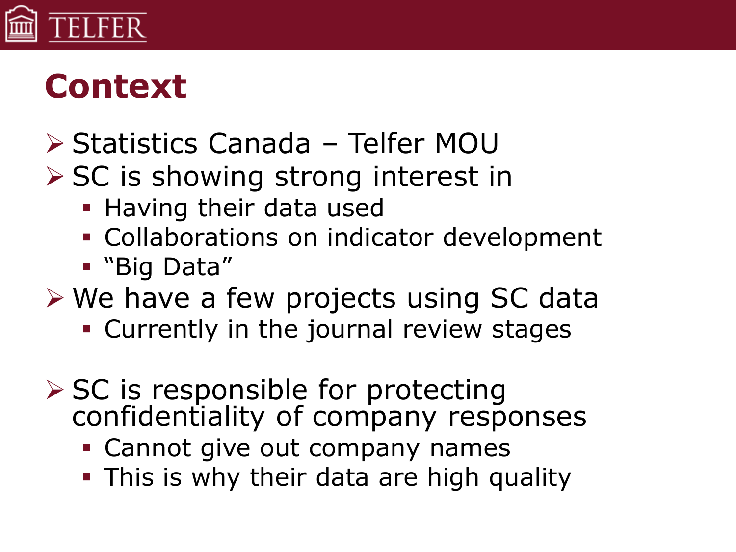# Context

- Statistics Canada – Telfer MOU
- SC is showing strong interest in
  - Having their data used
  - Collaborations on indicator development
  - "Big Data"
- We have a few projects using SC data
  - Currently in the journal review stages
- SC is responsible for protecting confidentiality of company responses
  - Cannot give out company names
  - This is why their data are high quality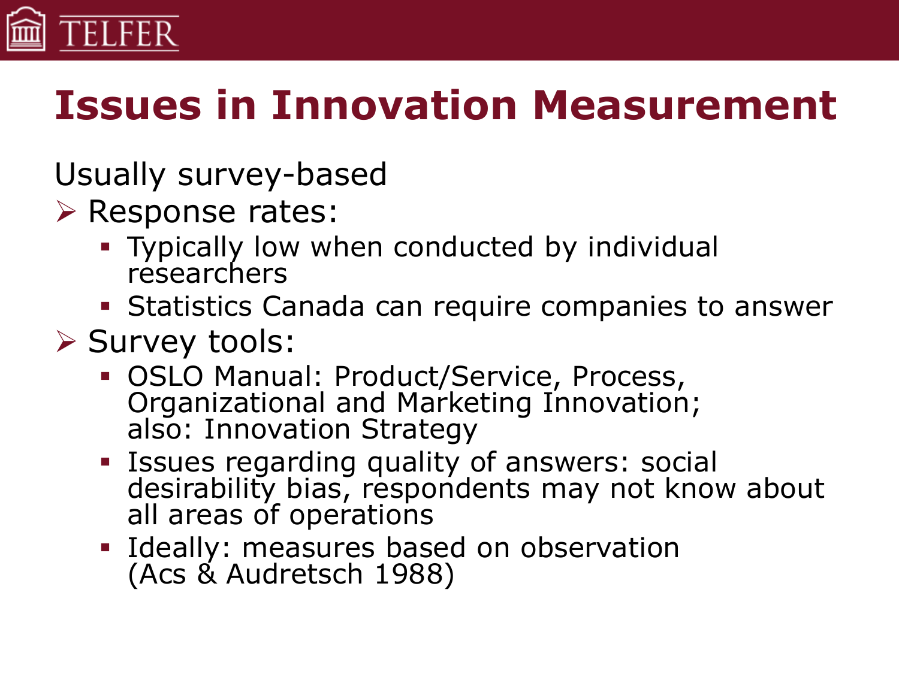# Issues in Innovation Measurement

Usually survey-based

- Response rates:
  - Typically low when conducted by individual researchers
  - Statistics Canada can require companies to answer
- Survey tools:
  - OSLO Manual: Product/Service, Process, Organizational and Marketing Innovation; also: Innovation Strategy
  - Issues regarding quality of answers: social desirability bias, respondents may not know about all areas of operations
  - Ideally: measures based on observation (Acs & Audretsch 1988)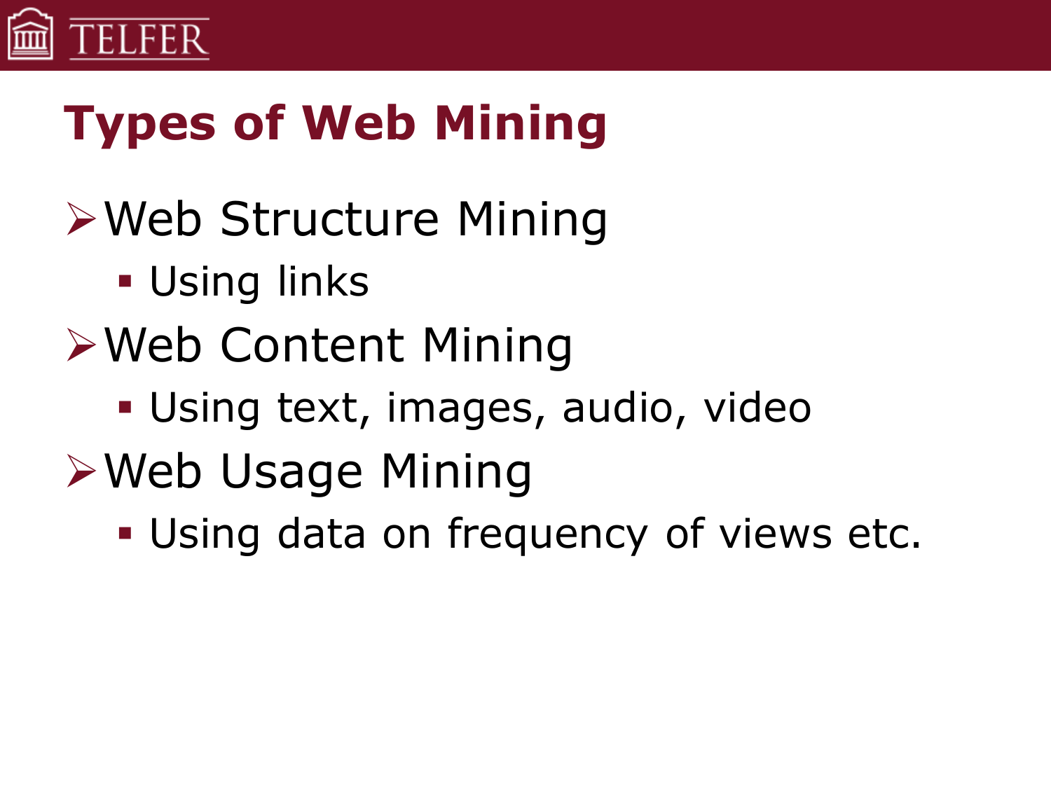# Types of Web Mining

- Web Structure Mining
  - Using links
- Web Content Mining
  - Using text, images, audio, video
- Web Usage Mining
  - Using data on frequency of views etc.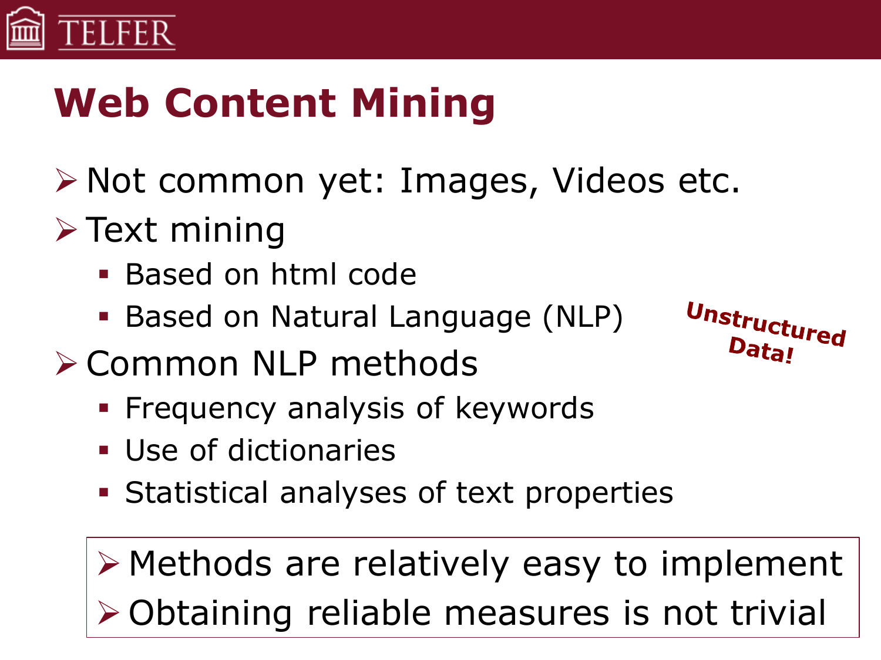# Web Content Mining

- Not common yet: Images, Videos etc.
- Text mining
  - Based on html code
  - Based on Natural Language (NLP)
- Common NLP methods
  - Frequency analysis of keywords
  - Use of dictionaries
  - Statistical analyses of text properties

**Unstructured Data!**

- Methods are relatively easy to implement
- Obtaining reliable measures is not trivial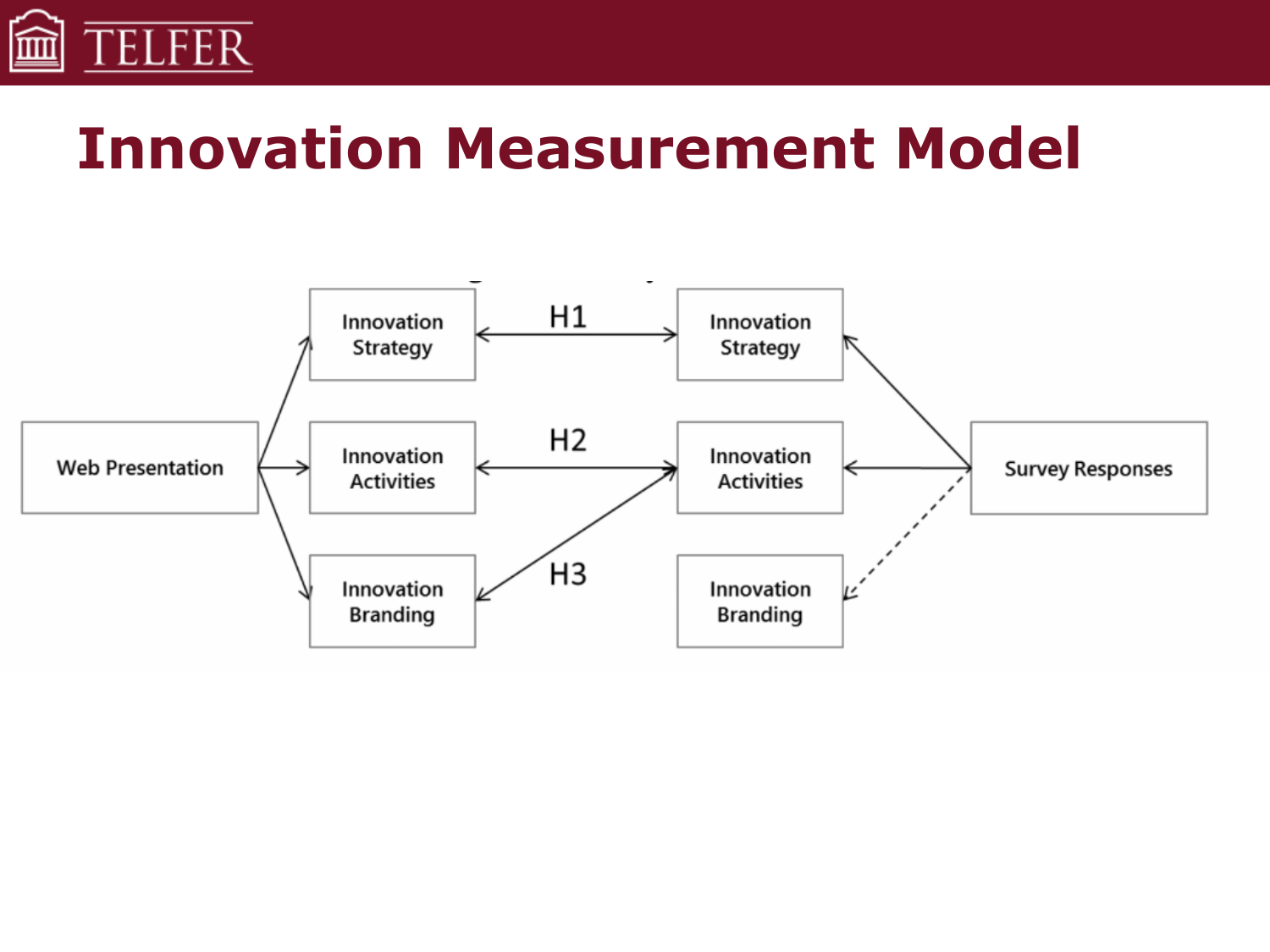# Innovation Measurement Model

Web Presentation

Innovation Strategy

Innovation Activities

Innovation Branding

H1

H2

H3

Innovation Strategy

Innovation Activities

Innovation Branding

Survey Responses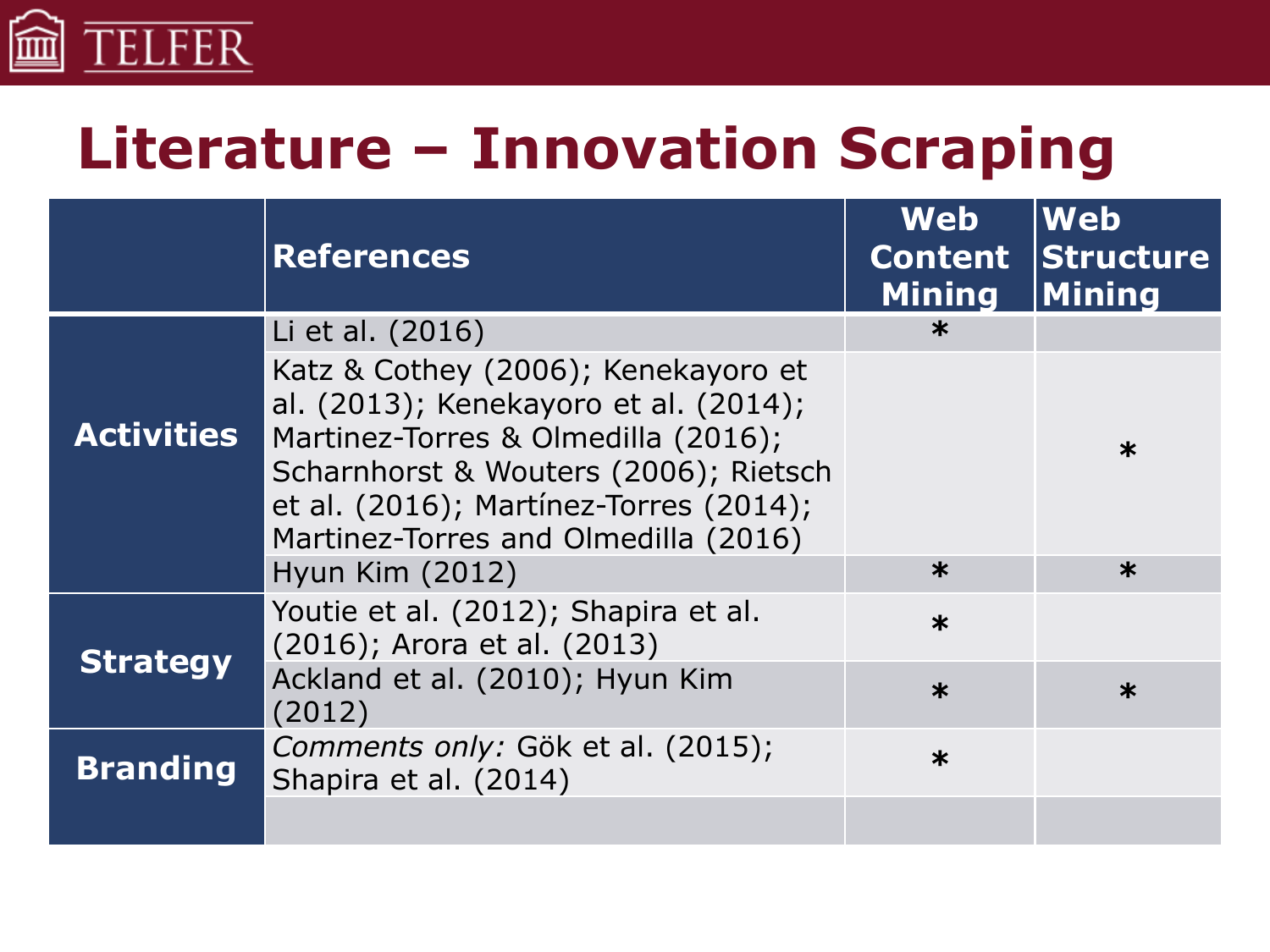# Literature – Innovation Scraping

| | References | Web Content Mining | Web Structure Mining |
|---|---|---|---|
| Activities | Li et al. (2016) | * | |
| | Katz & Cothey (2006); Kenekayoro et al. (2013); Kenekayoro et al. (2014); Martinez-Torres & Olmedilla (2016); Scharnhorst & Wouters (2006); Rietsch et al. (2016); Martínez-Torres (2014); Martinez-Torres and Olmedilla (2016) | | * |
| | Hyun Kim (2012) | * | * |
| Strategy | Youtie et al. (2012); Shapira et al. (2016); Arora et al. (2013) | * | |
| | Ackland et al. (2010); Hyun Kim (2012) | * | * |
| Branding | *Comments only:* Gök et al. (2015); Shapira et al. (2014) | * | |
| | | | |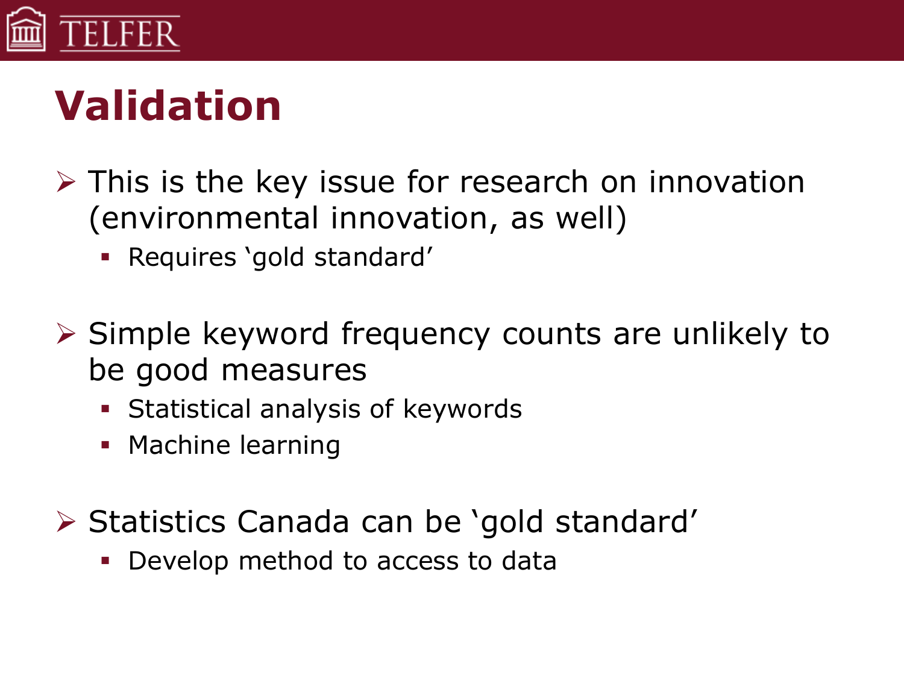# Validation

- This is the key issue for research on innovation (environmental innovation, as well)
  - Requires ‘gold standard’

- Simple keyword frequency counts are unlikely to be good measures
  - Statistical analysis of keywords
  - Machine learning

- Statistics Canada can be ‘gold standard’
  - Develop method to access to data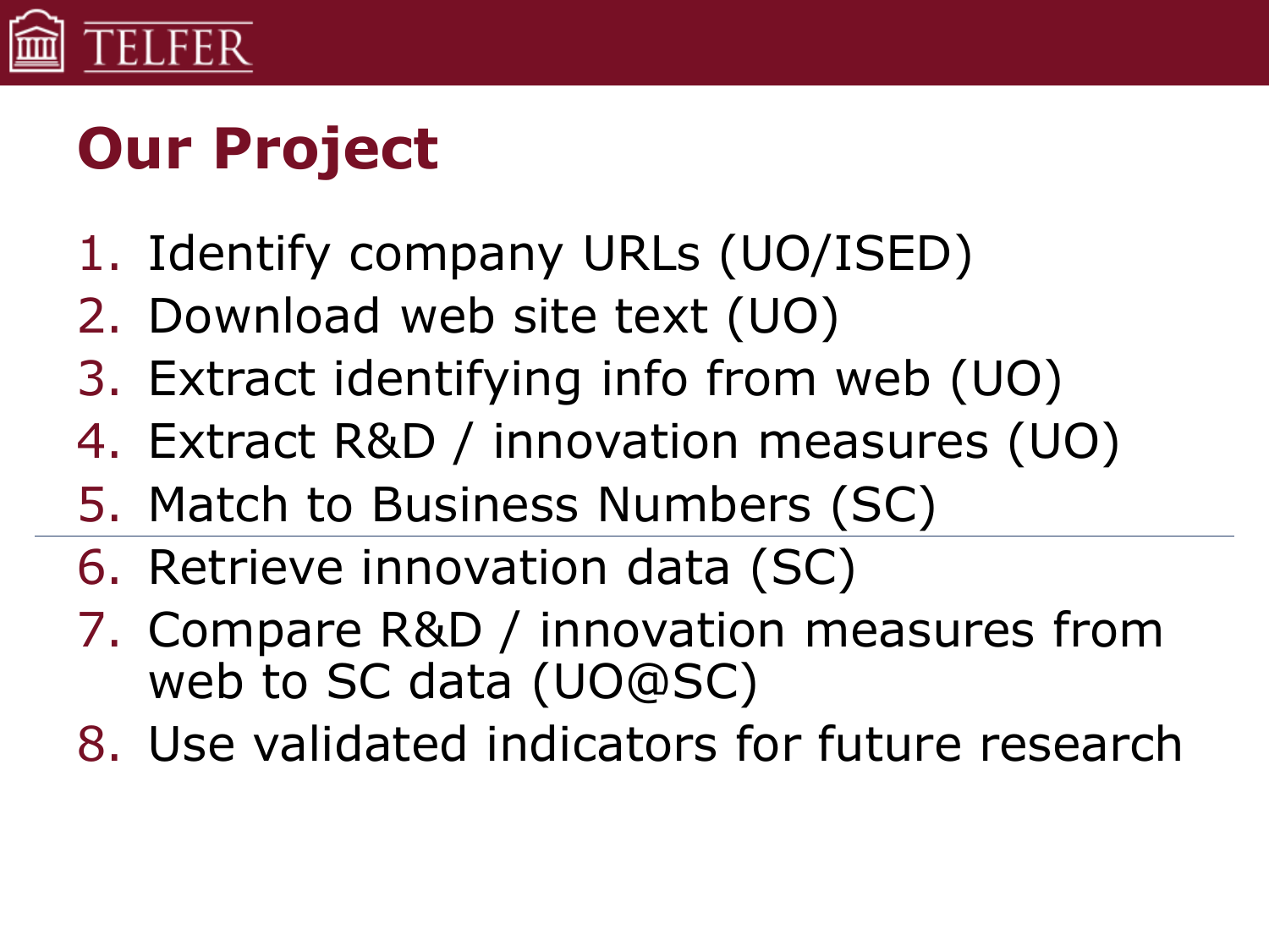# Our Project

1. Identify company URLs (UO/ISED)
2. Download web site text (UO)
3. Extract identifying info from web (UO)
4. Extract R&D / innovation measures (UO)
5. Match to Business Numbers (SC)

---

6. Retrieve innovation data (SC)
7. Compare R&D / innovation measures from web to SC data (UO@SC)
8. Use validated indicators for future research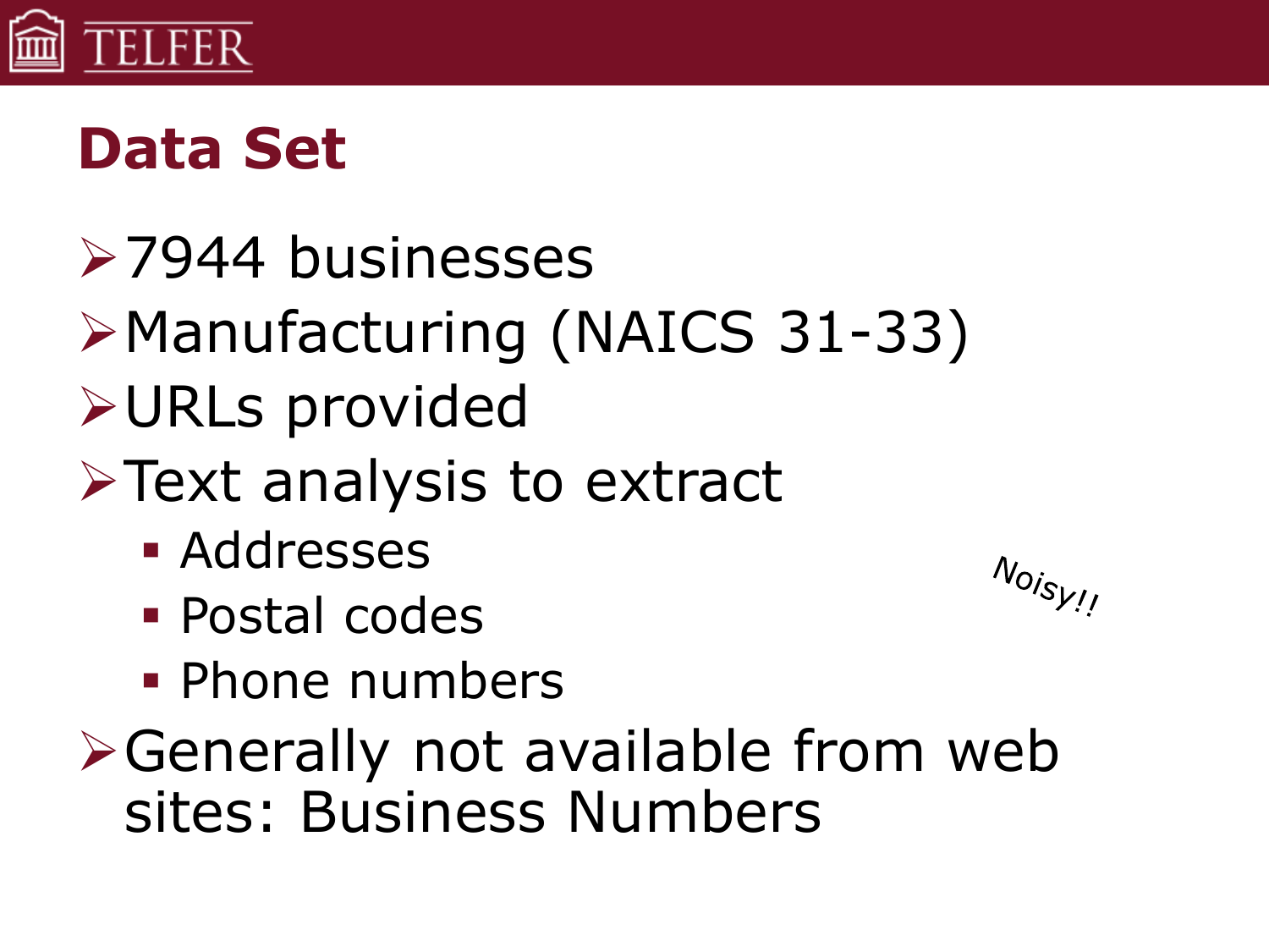# Data Set

- 7944 businesses
- Manufacturing (NAICS 31-33)
- URLs provided
- Text analysis to extract
  - Addresses
  - Postal codes
  - Phone numbers
- Generally not available from web sites: Business Numbers

Noisy!!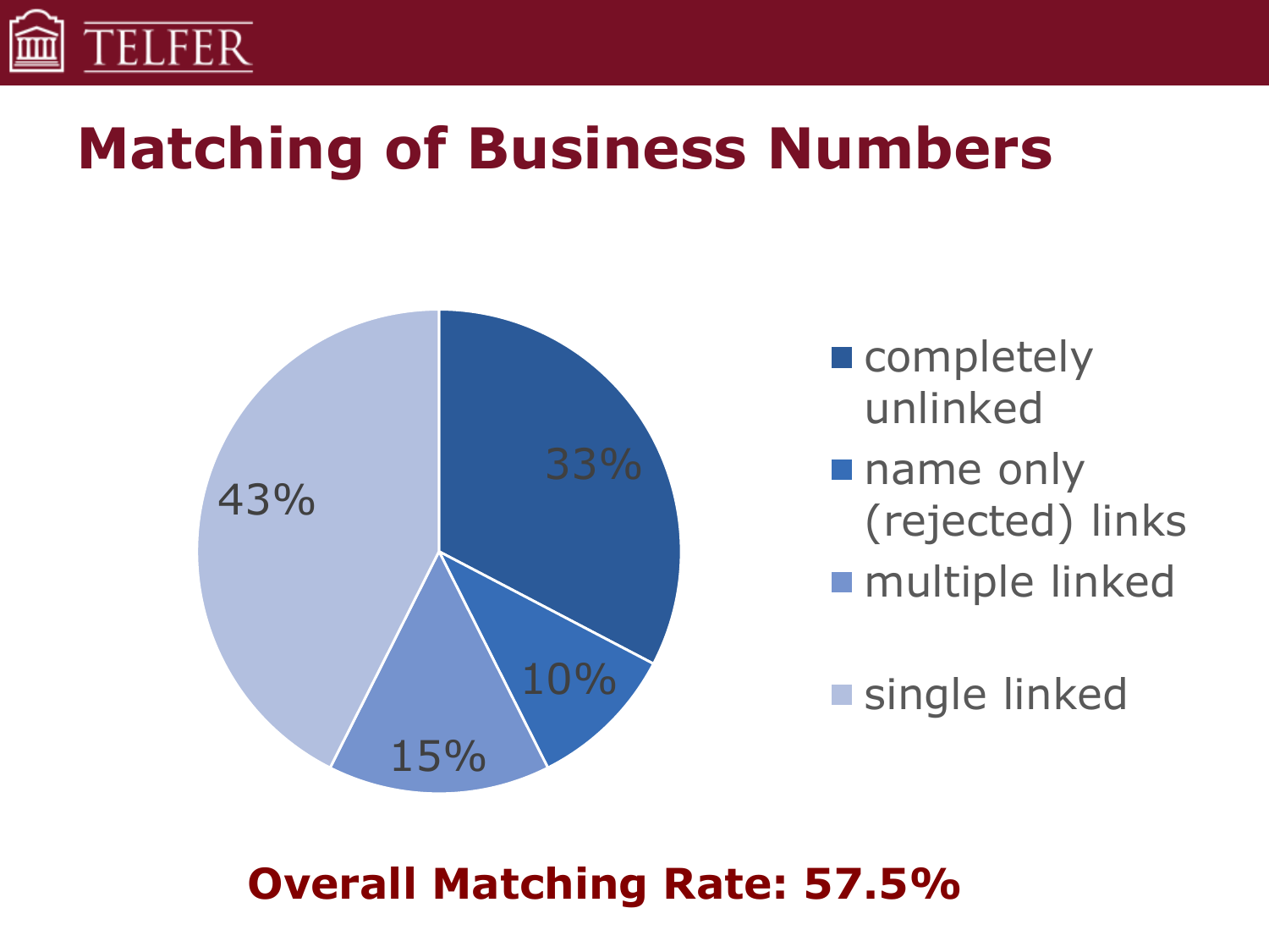# Matching of Business Numbers

| Category | Share |
| --- | --- |
| completely unlinked | 33% |
| name only (rejected) links | 10% |
| multiple linked | 15% |
| single linked | 43% |

**Overall Matching Rate: 57.5%**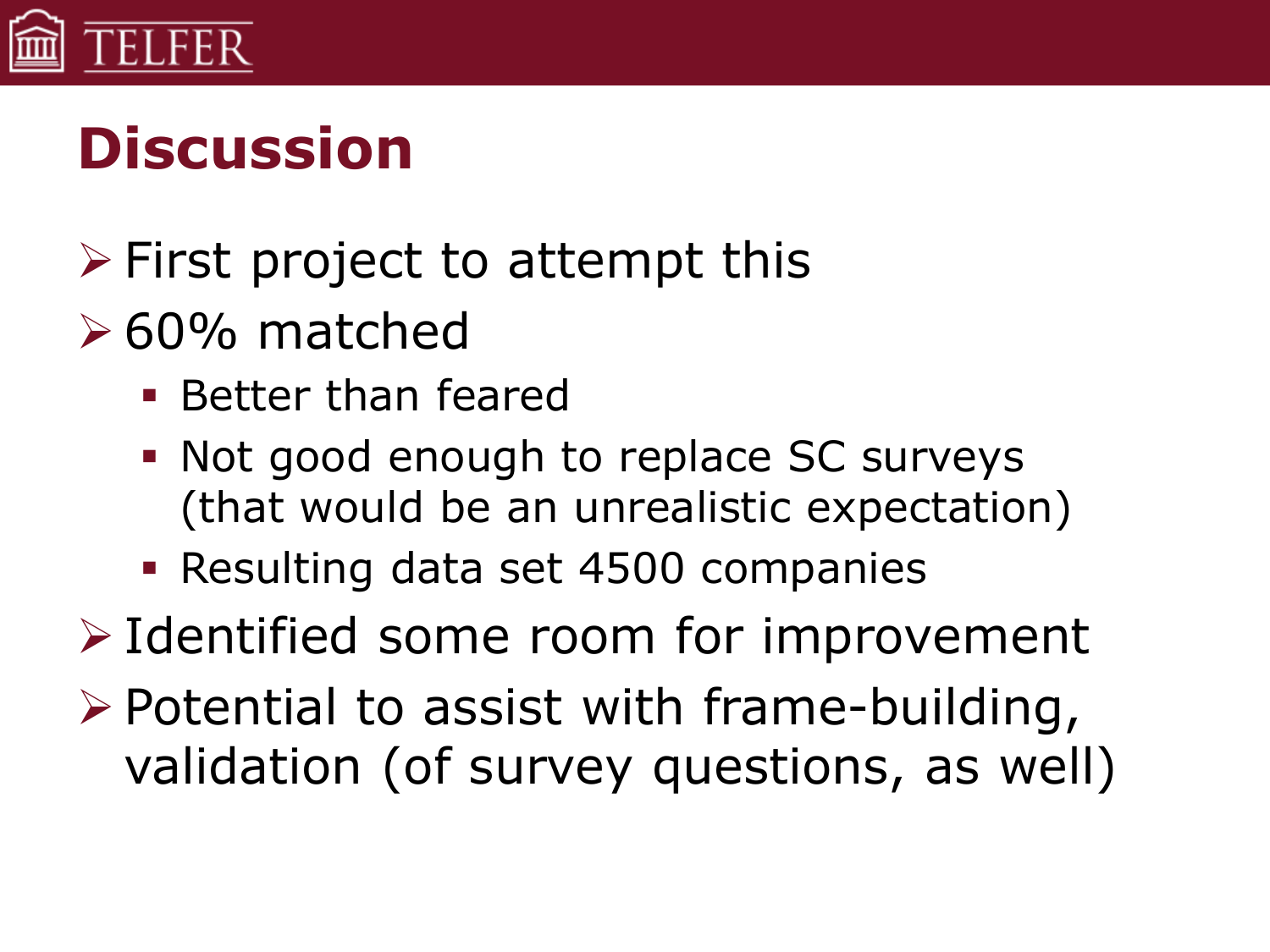# Discussion

- First project to attempt this
- 60% matched
  - Better than feared
  - Not good enough to replace SC surveys (that would be an unrealistic expectation)
  - Resulting data set 4500 companies
- Identified some room for improvement
- Potential to assist with frame-building, validation (of survey questions, as well)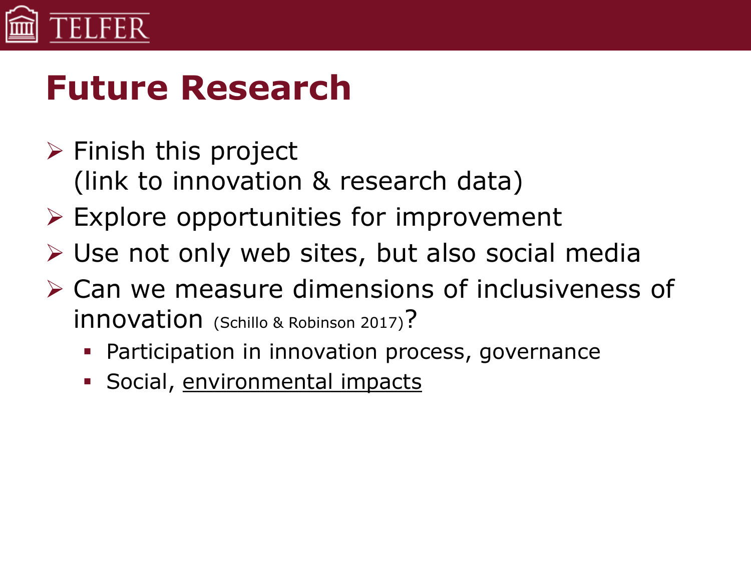# Future Research

- Finish this project
  (link to innovation & research data)
- Explore opportunities for improvement
- Use not only web sites, but also social media
- Can we measure dimensions of inclusiveness of innovation (Schillo & Robinson 2017)?
  - Participation in innovation process, governance
  - Social, environmental impacts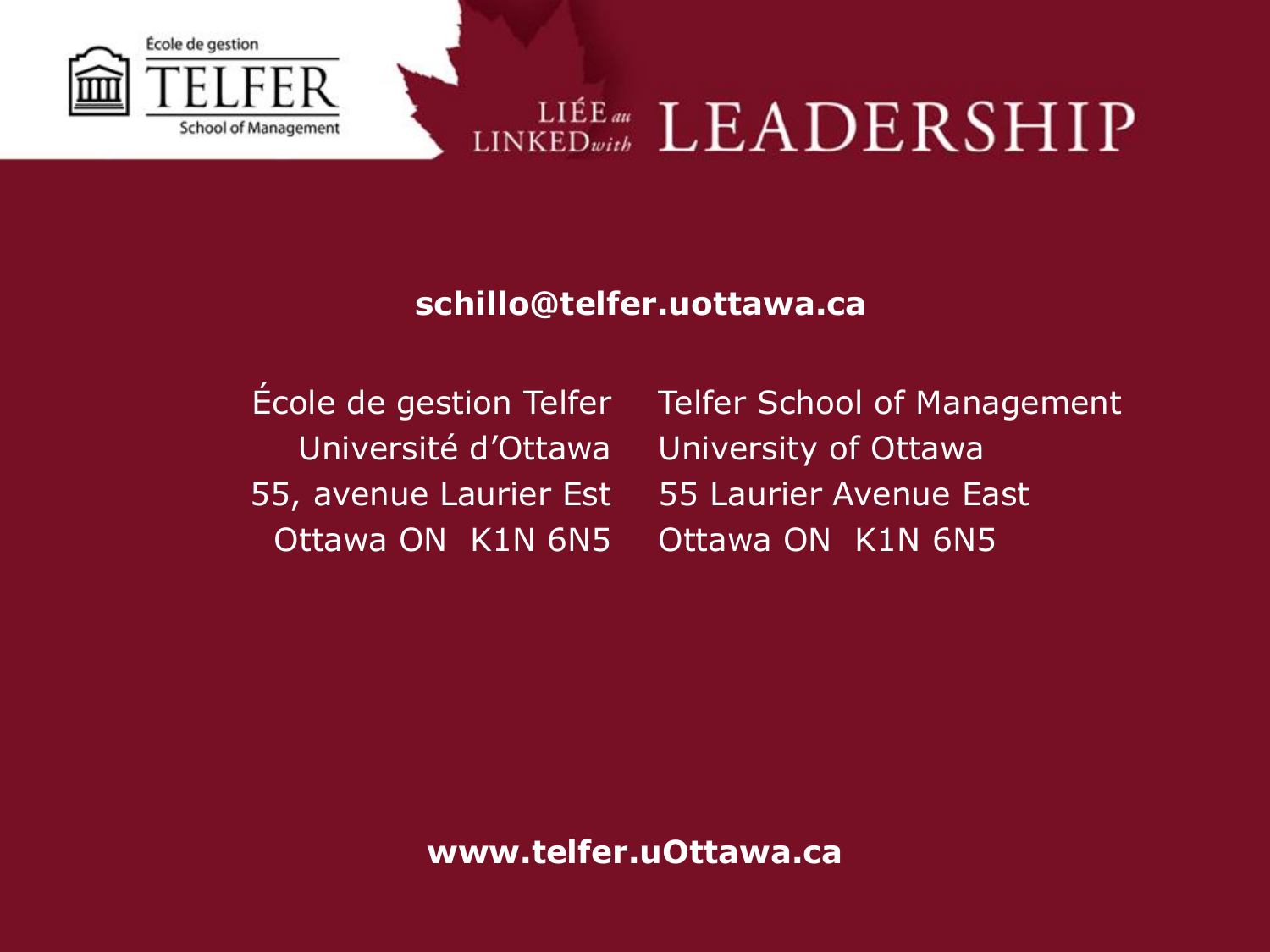École de gestion TELFER School of Management

LIÉE au LINKED with LEADERSHIP

**schillo@telfer.uottawa.ca**

École de gestion Telfer
Université d'Ottawa
55, avenue Laurier Est
Ottawa ON  K1N 6N5

Telfer School of Management
University of Ottawa
55 Laurier Avenue East
Ottawa ON  K1N 6N5

**www.telfer.uOttawa.ca**